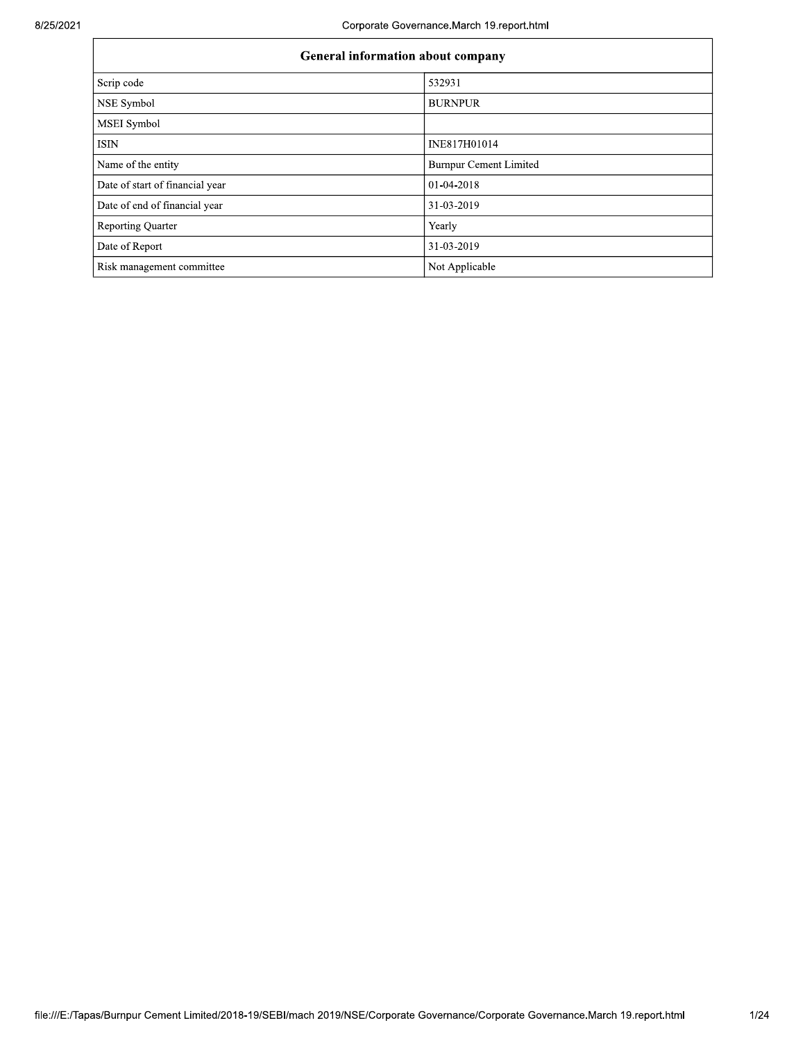| General information about company | |
|---|---|
| Scrip code | 532931 |
| NSE Symbol | BURNPUR |
| MSEI Symbol | |
| ISIN | INE817H01014 |
| Name of the entity | Burnpur Cement Limited |
| Date of start of financial year | 01-04-2018 |
| Date of end of financial year | 31-03-2019 |
| Reporting Quarter | Yearly |
| Date of Report | 31-03-2019 |
| Risk management committee | Not Applicable |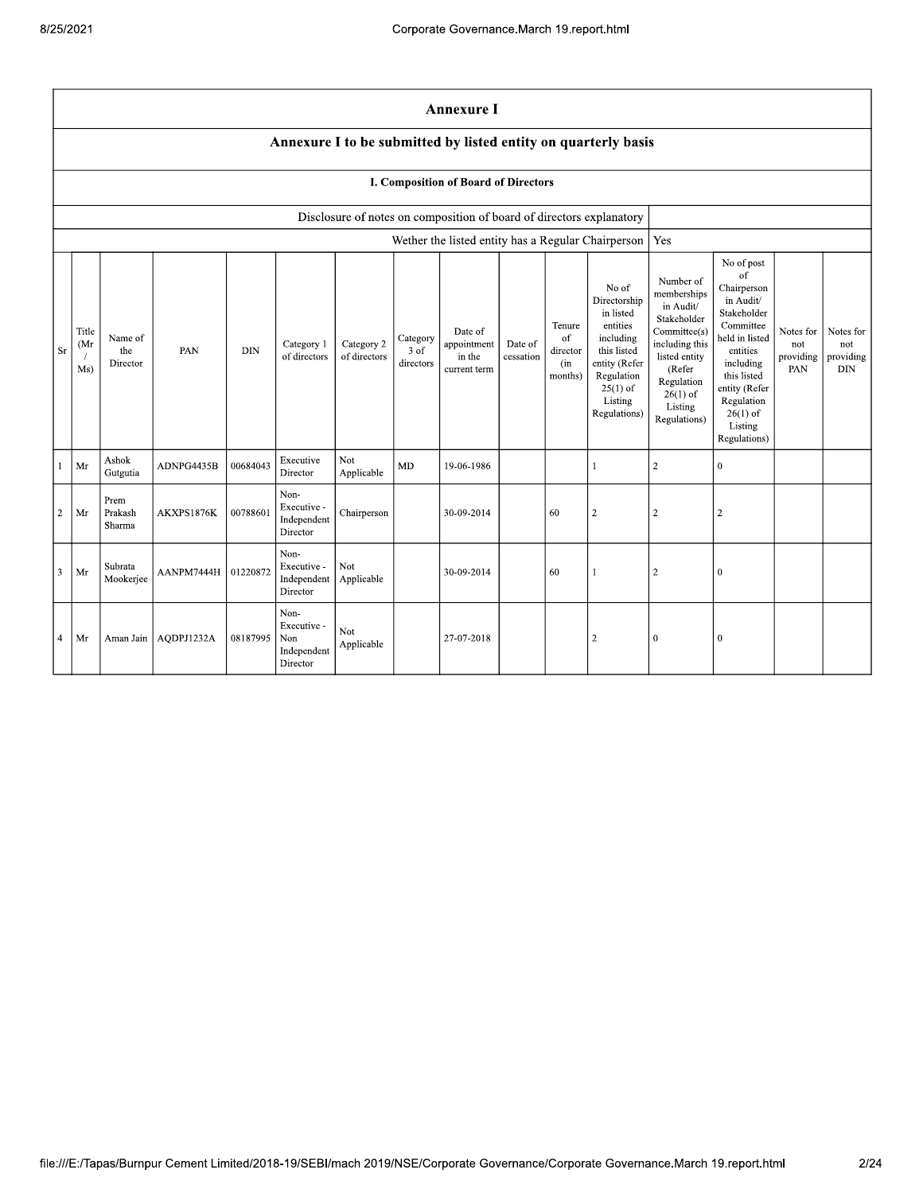## Annexure I

### Annexure I to be submitted by listed entity on quarterly basis

#### I. Composition of Board of Directors

| Disclosure of notes on composition of board of directors explanatory | |
|---|---|
| Wether the listed entity has a Regular Chairperson | Yes |

| Sr | Title (Mr / Ms) | Name of the Director | PAN | DIN | Category 1 of directors | Category 2 of directors | Category 3 of directors | Date of appointment in the current term | Date of cessation | Tenure of director (in months) | No of Directorship in listed entities including this listed entity (Refer Regulation 25(1) of Listing Regulations) | Number of memberships in Audit/ Stakeholder Committee(s) including this listed entity (Refer Regulation 26(1) of Listing Regulations) | No of post of Chairperson in Audit/ Stakeholder Committee held in listed entities including this listed entity (Refer Regulation 26(1) of Listing Regulations) | Notes for not providing PAN | Notes for not providing DIN |
|---|---|---|---|---|---|---|---|---|---|---|---|---|---|---|---|
| 1 | Mr | Ashok Gutgutia | ADNPG4435B | 00684043 | Executive Director | Not Applicable | MD | 19-06-1986 | | | 1 | 2 | 0 | | |
| 2 | Mr | Prem Prakash Sharma | AKXPS1876K | 00788601 | Non-Executive - Independent Director | Chairperson | | 30-09-2014 | | 60 | 2 | 2 | 2 | | |
| 3 | Mr | Subrata Mookerjee | AANPM7444H | 01220872 | Non-Executive - Independent Director | Not Applicable | | 30-09-2014 | | 60 | 1 | 2 | 0 | | |
| 4 | Mr | Aman Jain | AQDPJ1232A | 08187995 | Non-Executive - Non Independent Director | Not Applicable | | 27-07-2018 | | | 2 | 0 | 0 | | |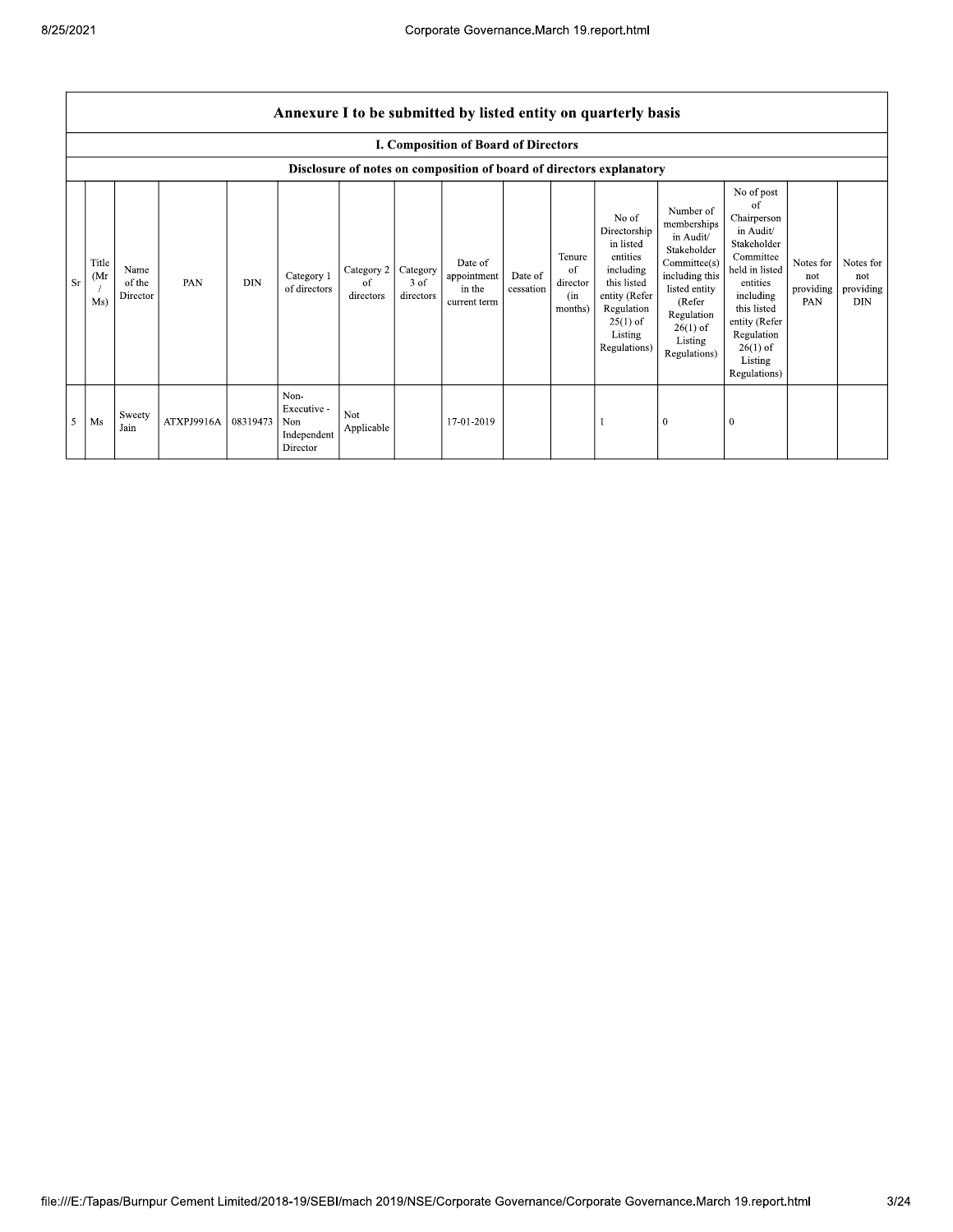| Annexure I to be submitted by listed entity on quarterly basis | | | | | | | | | | | | | | | | |
|---|---|---|---|---|---|---|---|---|---|---|---|---|---|---|---|---|
| **I. Composition of Board of Directors** | | | | | | | | | | | | | | | | |
| **Disclosure of notes on composition of board of directors explanatory** | | | | | | | | | | | | | | | | |
| Sr | Title (Mr / Ms) | Name of the Director | PAN | DIN | Category 1 of directors | Category 2 of directors | Category 3 of directors | Date of appointment in the current term | Date of cessation | Tenure of director (in months) | No of Directorship in listed entities including this listed entity (Refer Regulation 25(1) of Listing Regulations) | Number of memberships in Audit/ Stakeholder Committee(s) including this listed entity (Refer Regulation 26(1) of Listing Regulations) | No of post of Chairperson in Audit/ Stakeholder Committee held in listed entities including this listed entity (Refer Regulation 26(1) of Listing Regulations) | Notes for not providing PAN | Notes for not providing DIN |
| 5 | Ms | Sweety Jain | ATXPJ9916A | 08319473 | Non-Executive - Non Independent Director | Not Applicable | | 17-01-2019 | | | 1 | 0 | 0 | | |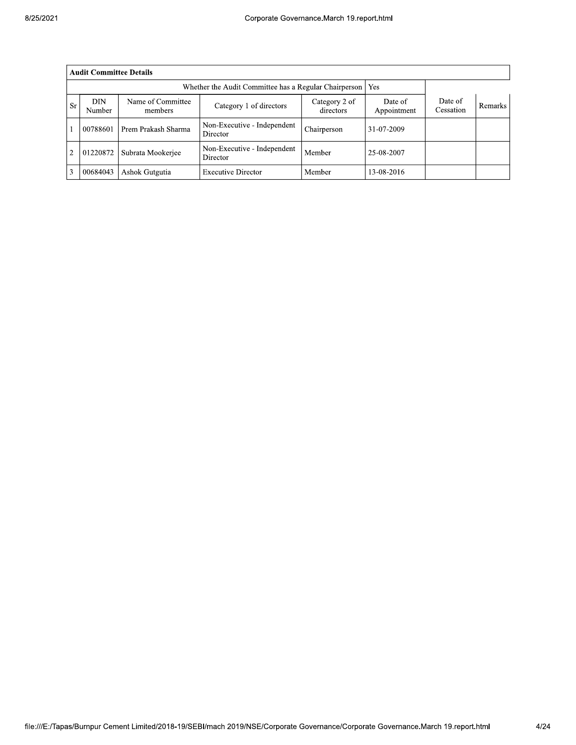| Audit Committee Details | | | | | | | |
|---|---|---|---|---|---|---|---|
| Whether the Audit Committee has a Regular Chairperson | | | | | Yes | | |
| Sr | DIN Number | Name of Committee members | Category 1 of directors | Category 2 of directors | Date of Appointment | Date of Cessation | Remarks |
| 1 | 00788601 | Prem Prakash Sharma | Non-Executive - Independent Director | Chairperson | 31-07-2009 | | |
| 2 | 01220872 | Subrata Mookerjee | Non-Executive - Independent Director | Member | 25-08-2007 | | |
| 3 | 00684043 | Ashok Gutgutia | Executive Director | Member | 13-08-2016 | | |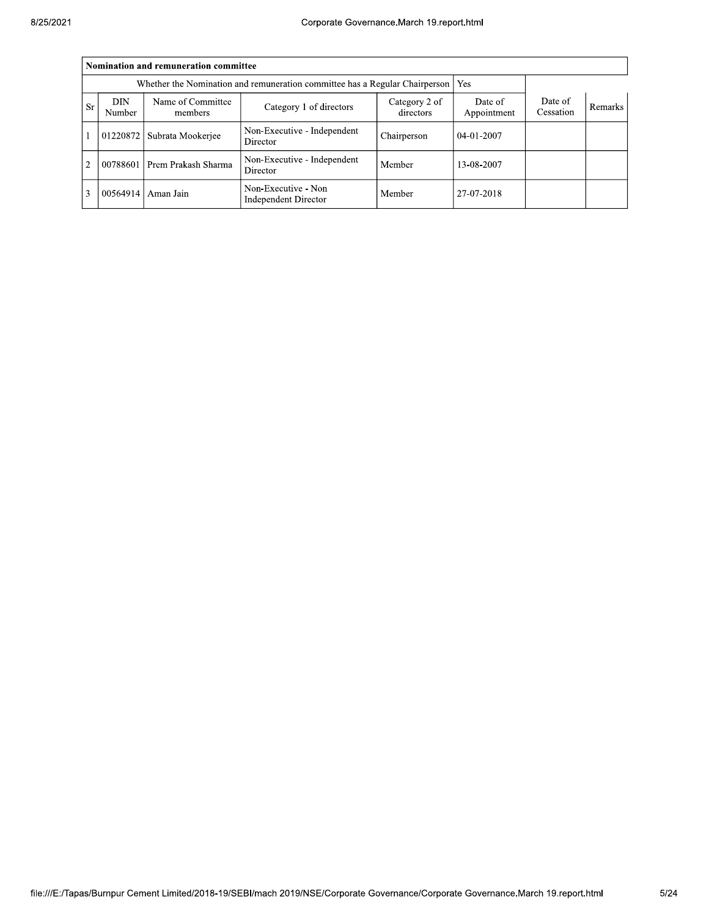| Nomination and remuneration committee | | | | | | | |
|---|---|---|---|---|---|---|---|
| Whether the Nomination and remuneration committee has a Regular Chairperson | | | | | Yes | | |
| Sr | DIN Number | Name of Committee members | Category 1 of directors | Category 2 of directors | Date of Appointment | Date of Cessation | Remarks |
| 1 | 01220872 | Subrata Mookerjee | Non-Executive - Independent Director | Chairperson | 04-01-2007 | | |
| 2 | 00788601 | Prem Prakash Sharma | Non-Executive - Independent Director | Member | 13-08-2007 | | |
| 3 | 00564914 | Aman Jain | Non-Executive - Non Independent Director | Member | 27-07-2018 | | |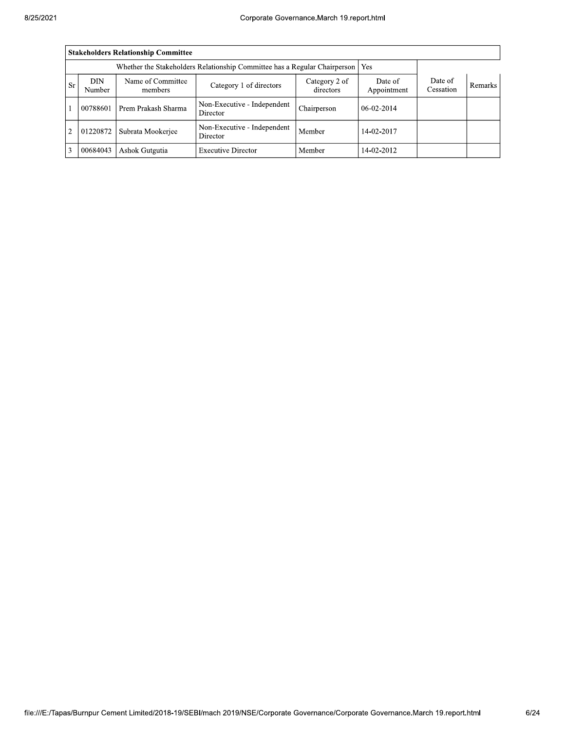| Stakeholders Relationship Committee | | | | | | | |
|---|---|---|---|---|---|---|---|
| Whether the Stakeholders Relationship Committee has a Regular Chairperson | | | | | Yes | | |
| Sr | DIN Number | Name of Committee members | Category 1 of directors | Category 2 of directors | Date of Appointment | Date of Cessation | Remarks |
| 1 | 00788601 | Prem Prakash Sharma | Non-Executive - Independent Director | Chairperson | 06-02-2014 | | |
| 2 | 01220872 | Subrata Mookerjee | Non-Executive - Independent Director | Member | 14-02-2017 | | |
| 3 | 00684043 | Ashok Gutgutia | Executive Director | Member | 14-02-2012 | | |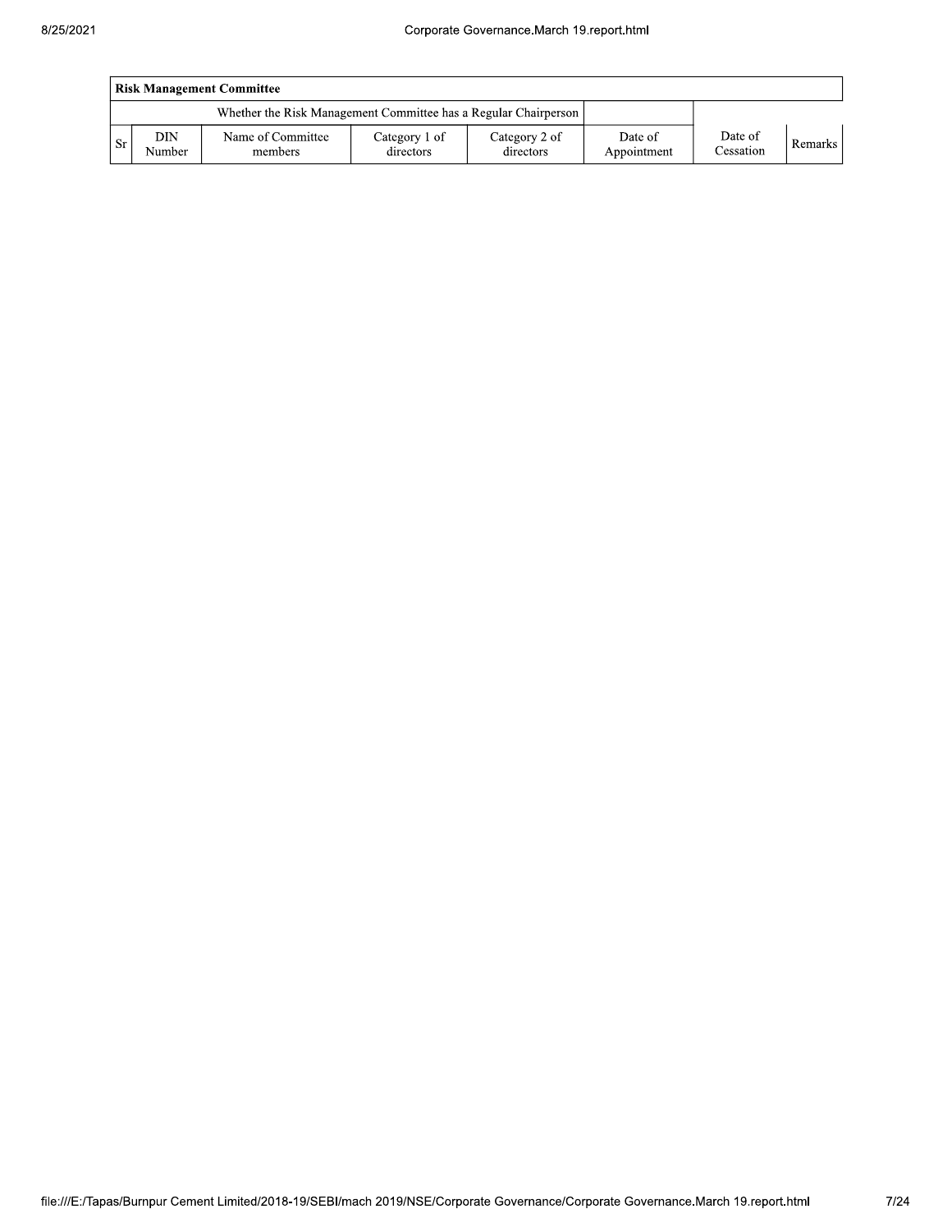| Risk Management Committee | | | | | | | |
|---|---|---|---|---|---|---|---|
| Whether the Risk Management Committee has a Regular Chairperson | | | | | | | |
| Sr | DIN Number | Name of Committee members | Category 1 of directors | Category 2 of directors | Date of Appointment | Date of Cessation | Remarks |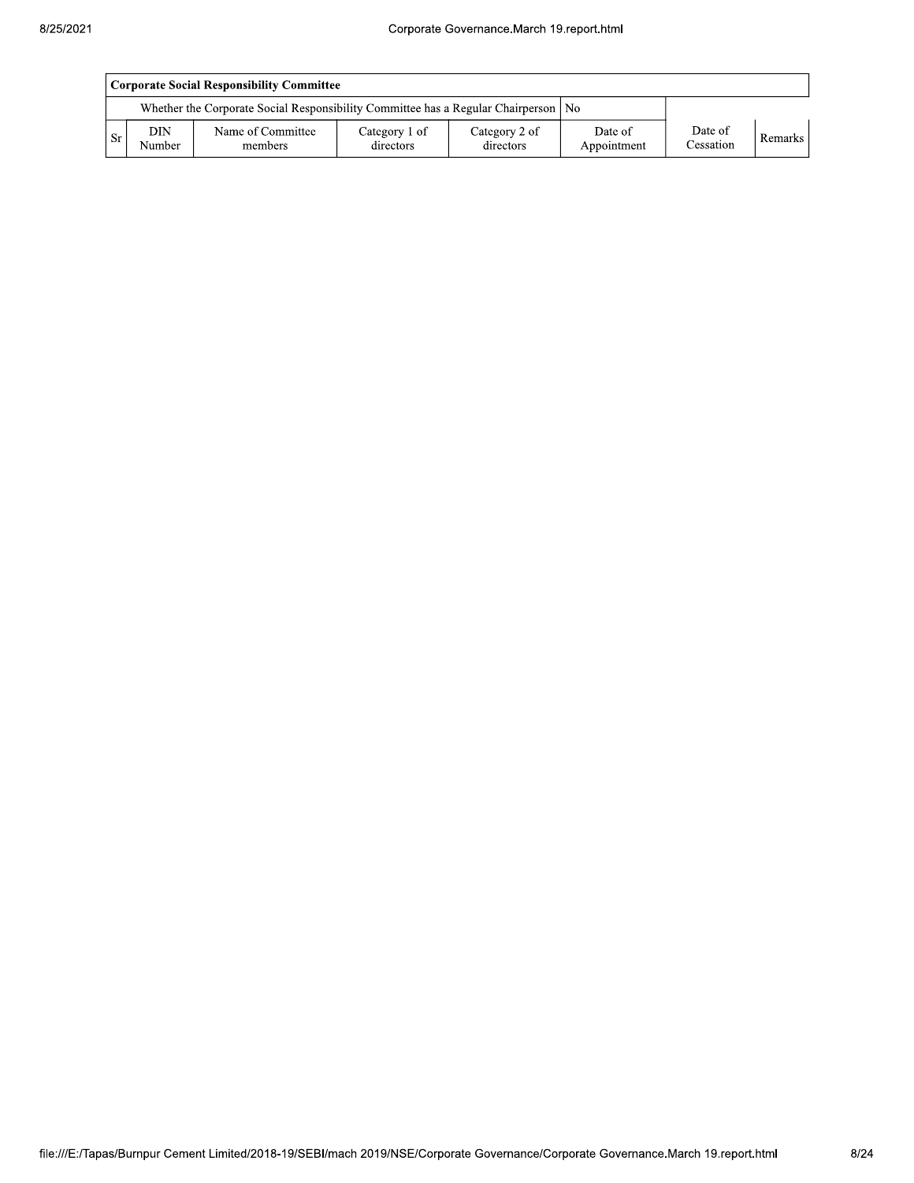| Corporate Social Responsibility Committee | | | | | | | |
|---|---|---|---|---|---|---|---|
| Whether the Corporate Social Responsibility Committee has a Regular Chairperson | | | | | No | | |
| Sr | DIN Number | Name of Committee members | Category 1 of directors | Category 2 of directors | Date of Appointment | Date of Cessation | Remarks |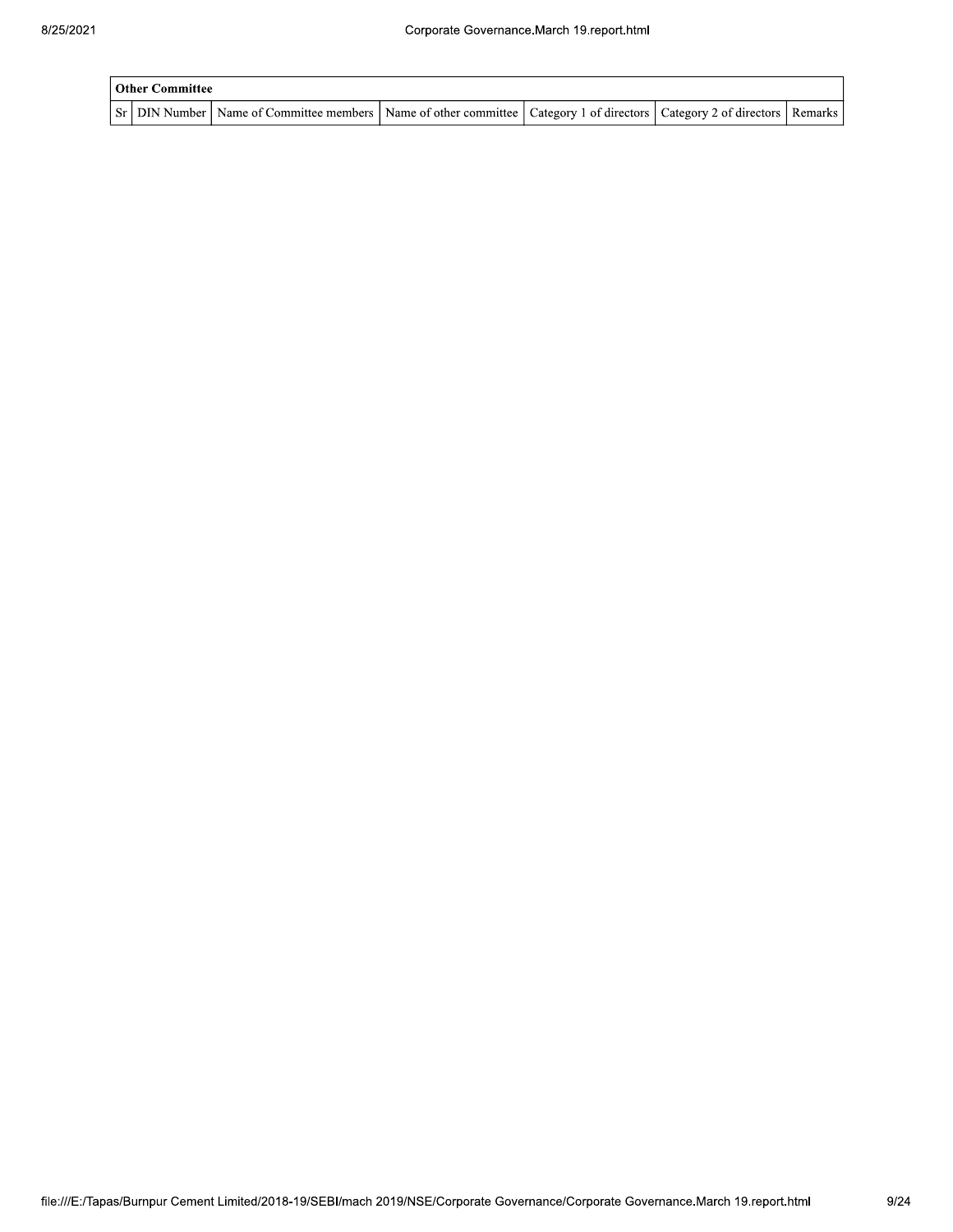| Other Committee | | | | | | |
|---|---|---|---|---|---|---|
| Sr | DIN Number | Name of Committee members | Name of other committee | Category 1 of directors | Category 2 of directors | Remarks |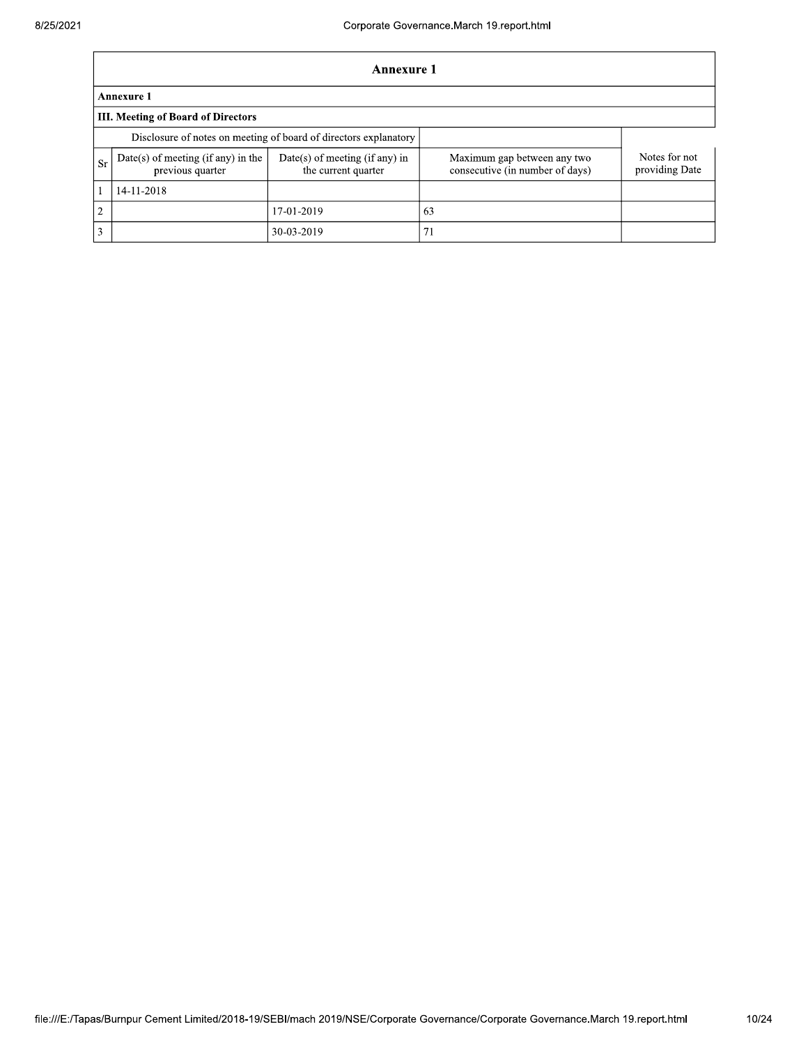## Annexure 1

### Annexure 1

### III. Meeting of Board of Directors

| Disclosure of notes on meeting of board of directors explanatory | | | | |
|---|---|---|---|---|
| Sr | Date(s) of meeting (if any) in the previous quarter | Date(s) of meeting (if any) in the current quarter | Maximum gap between any two consecutive (in number of days) | Notes for not providing Date |
| 1 | 14-11-2018 | | | |
| 2 | | 17-01-2019 | 63 | |
| 3 | | 30-03-2019 | 71 | |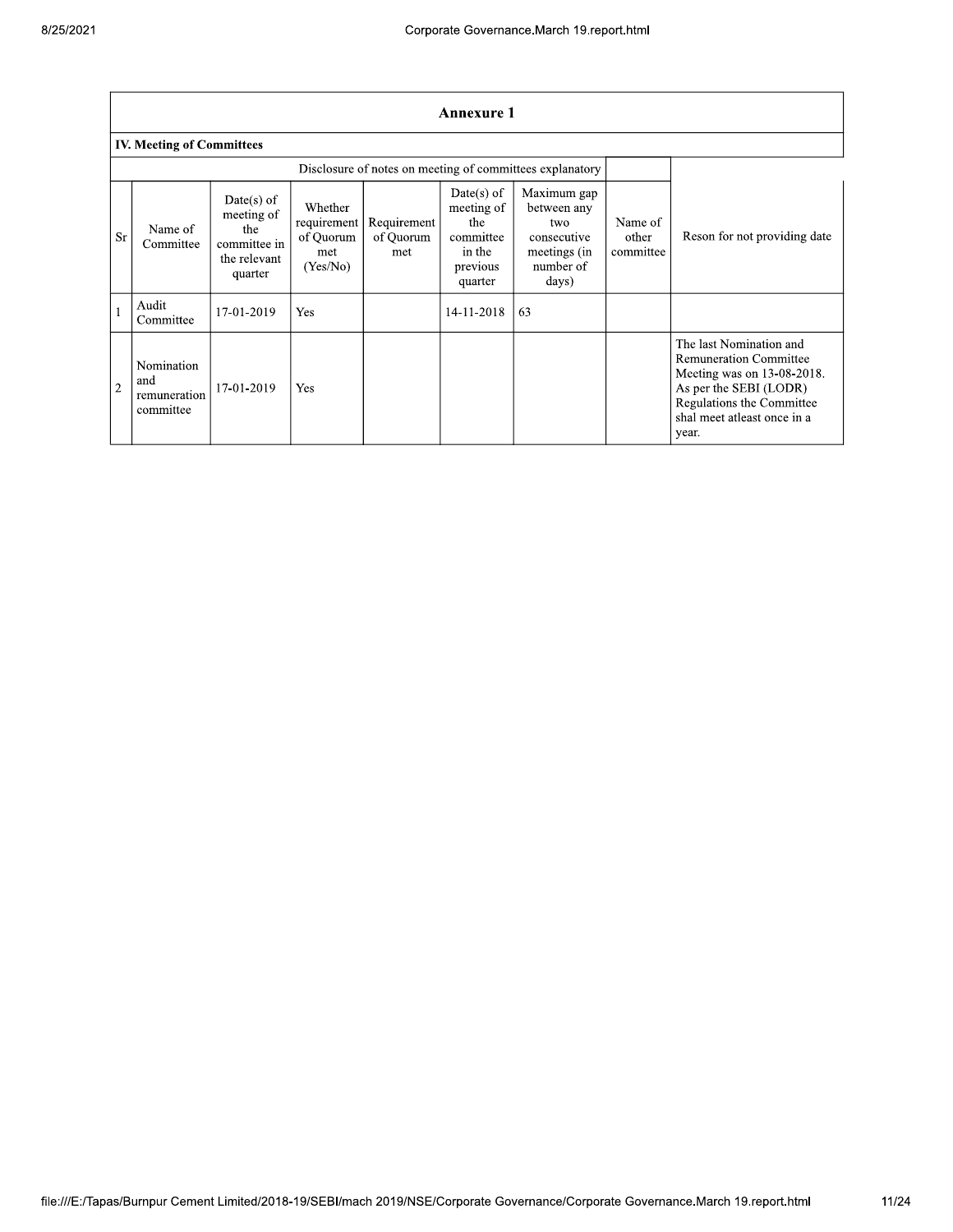## Annexure 1

### IV. Meeting of Committees

Disclosure of notes on meeting of committees explanatory

| Sr | Name of Committee | Date(s) of meeting of the committee in the relevant quarter | Whether requirement of Quorum met (Yes/No) | Requirement of Quorum met | Date(s) of meeting of the committee in the previous quarter | Maximum gap between any two consecutive meetings (in number of days) | Name of other committee | Reson for not providing date |
|---|---|---|---|---|---|---|---|---|
| 1 | Audit Committee | 17-01-2019 | Yes | | 14-11-2018 | 63 | | |
| 2 | Nomination and remuneration committee | 17-01-2019 | Yes | | | | | The last Nomination and Remuneration Committee Meeting was on 13-08-2018. As per the SEBI (LODR) Regulations the Committee shal meet atleast once in a year. |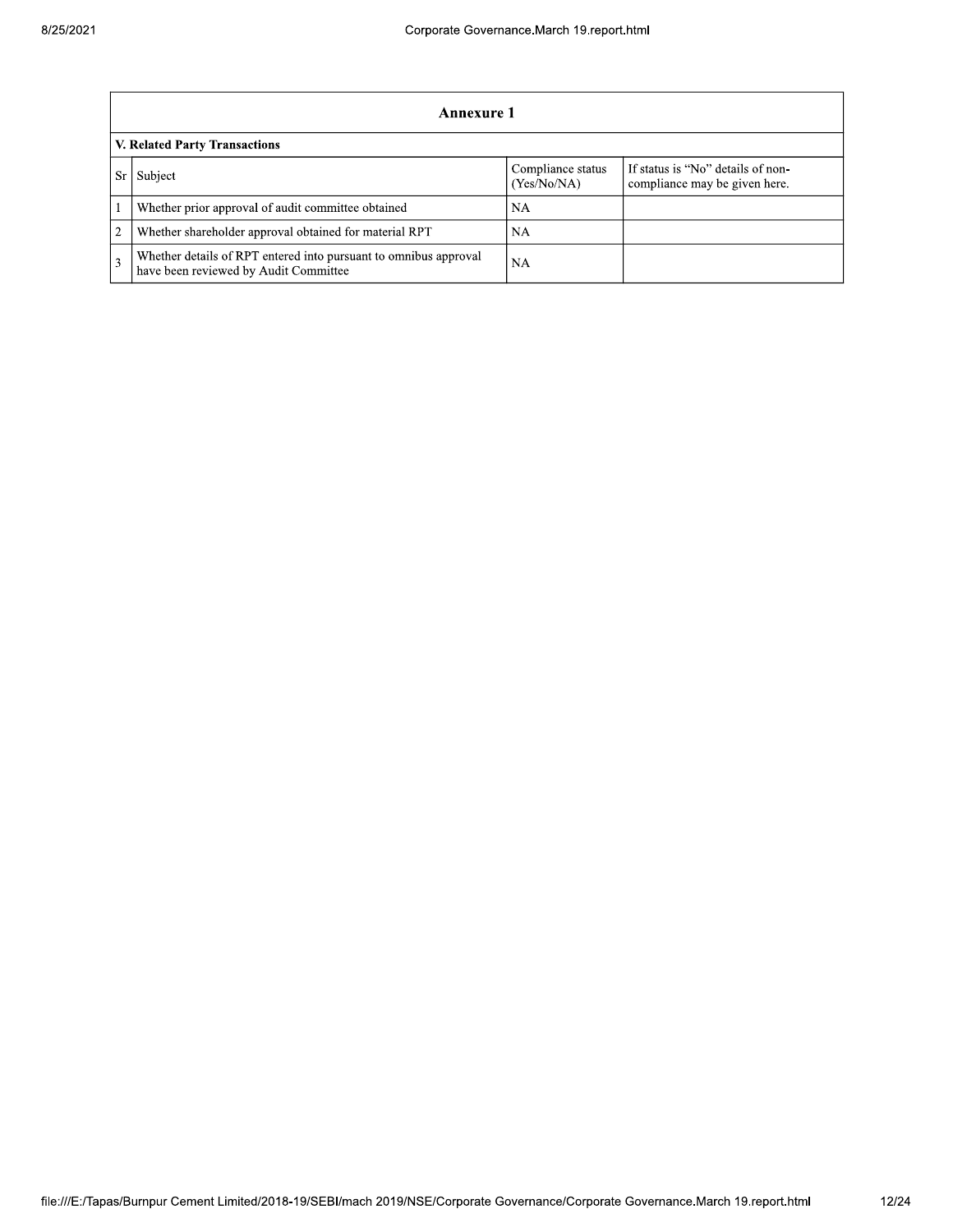## Annexure 1

### V. Related Party Transactions

| Sr | Subject | Compliance status (Yes/No/NA) | If status is "No" details of non-compliance may be given here. |
|---|---|---|---|
| 1 | Whether prior approval of audit committee obtained | NA | |
| 2 | Whether shareholder approval obtained for material RPT | NA | |
| 3 | Whether details of RPT entered into pursuant to omnibus approval have been reviewed by Audit Committee | NA | |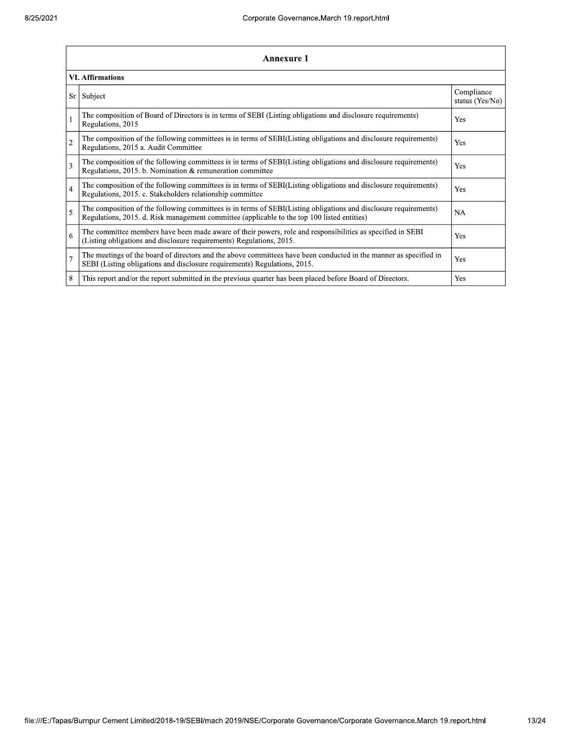## Annexure 1

### VI. Affirmations

| Sr | Subject | Compliance status (Yes/No) |
|---|---|---|
| 1 | The composition of Board of Directors is in terms of SEBI (Listing obligations and disclosure requirements) Regulations, 2015 | Yes |
| 2 | The composition of the following committees is in terms of SEBI(Listing obligations and disclosure requirements) Regulations, 2015 a. Audit Committee | Yes |
| 3 | The composition of the following committees is in terms of SEBI(Listing obligations and disclosure requirements) Regulations, 2015. b. Nomination & remuneration committee | Yes |
| 4 | The composition of the following committees is in terms of SEBI(Listing obligations and disclosure requirements) Regulations, 2015. c. Stakeholders relationship committee | Yes |
| 5 | The composition of the following committees is in terms of SEBI(Listing obligations and disclosure requirements) Regulations, 2015. d. Risk management committee (applicable to the top 100 listed entities) | NA |
| 6 | The committee members have been made aware of their powers, role and responsibilities as specified in SEBI (Listing obligations and disclosure requirements) Regulations, 2015. | Yes |
| 7 | The meetings of the board of directors and the above committees have been conducted in the manner as specified in SEBI (Listing obligations and disclosure requirements) Regulations, 2015. | Yes |
| 8 | This report and/or the report submitted in the previous quarter has been placed before Board of Directors. | Yes |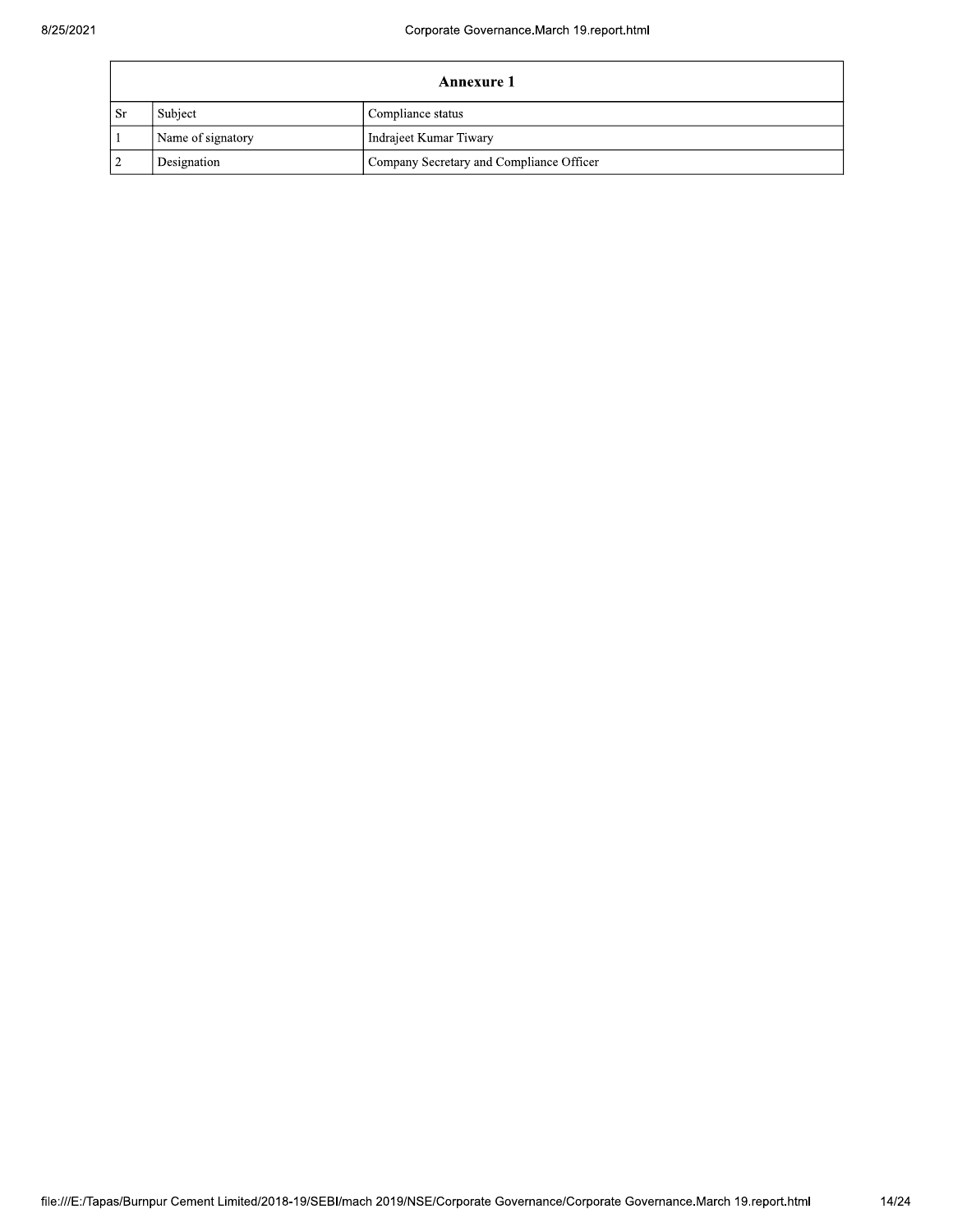| Annexure 1 | | |
|---|---|---|
| Sr | Subject | Compliance status |
| 1 | Name of signatory | Indrajeet Kumar Tiwary |
| 2 | Designation | Company Secretary and Compliance Officer |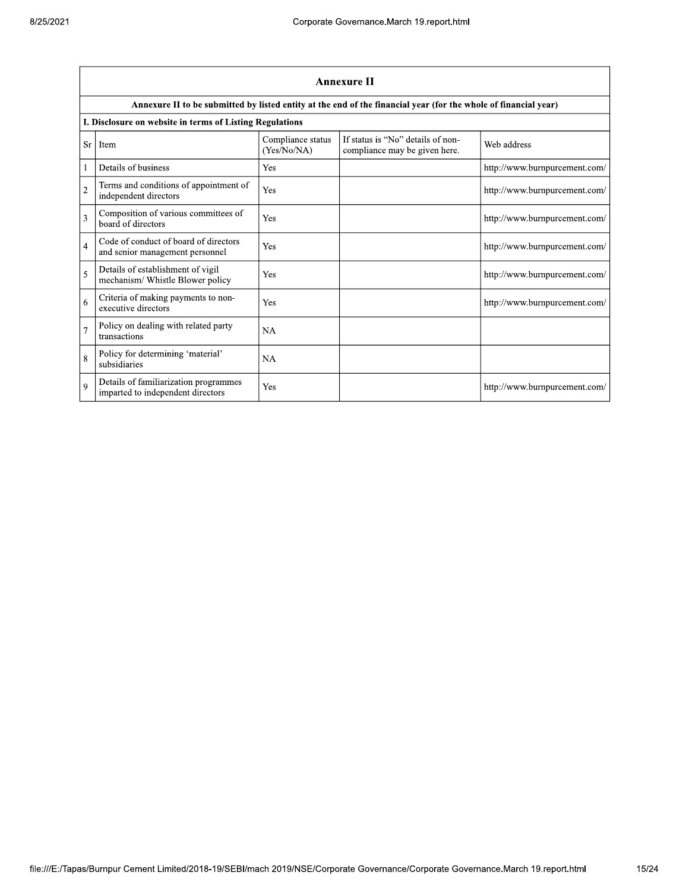| Annexure II | | | | |
|---|---|---|---|---|
| Annexure II to be submitted by listed entity at the end of the financial year (for the whole of financial year) | | | | |
| I. Disclosure on website in terms of Listing Regulations | | | | |
| Sr | Item | Compliance status (Yes/No/NA) | If status is "No" details of non-compliance may be given here. | Web address |
| 1 | Details of business | Yes | | http://www.burnpurcement.com/ |
| 2 | Terms and conditions of appointment of independent directors | Yes | | http://www.burnpurcement.com/ |
| 3 | Composition of various committees of board of directors | Yes | | http://www.burnpurcement.com/ |
| 4 | Code of conduct of board of directors and senior management personnel | Yes | | http://www.burnpurcement.com/ |
| 5 | Details of establishment of vigil mechanism/ Whistle Blower policy | Yes | | http://www.burnpurcement.com/ |
| 6 | Criteria of making payments to non-executive directors | Yes | | http://www.burnpurcement.com/ |
| 7 | Policy on dealing with related party transactions | NA | | |
| 8 | Policy for determining 'material' subsidiaries | NA | | |
| 9 | Details of familiarization programmes imparted to independent directors | Yes | | http://www.burnpurcement.com/ |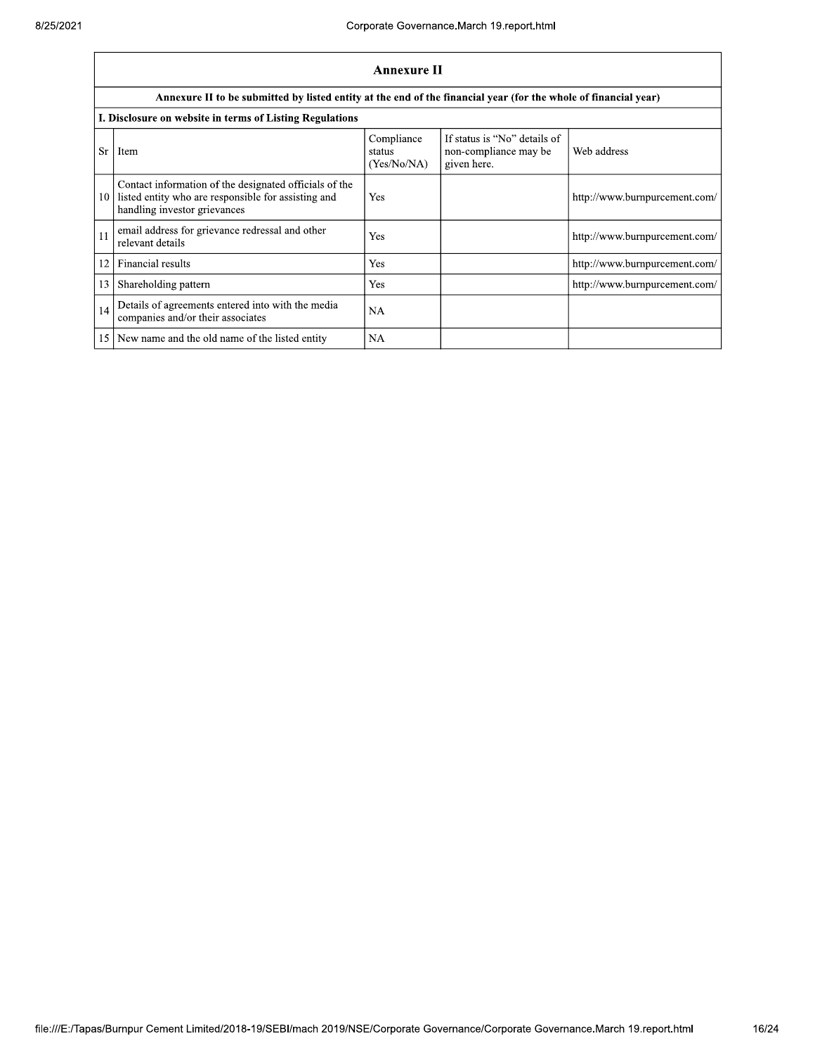## Annexure II

**Annexure II to be submitted by listed entity at the end of the financial year (for the whole of financial year)**

**I. Disclosure on website in terms of Listing Regulations**

| Sr | Item | Compliance status (Yes/No/NA) | If status is "No" details of non-compliance may be given here. | Web address |
|---|---|---|---|---|
| 10 | Contact information of the designated officials of the listed entity who are responsible for assisting and handling investor grievances | Yes | | http://www.burnpurcement.com/ |
| 11 | email address for grievance redressal and other relevant details | Yes | | http://www.burnpurcement.com/ |
| 12 | Financial results | Yes | | http://www.burnpurcement.com/ |
| 13 | Shareholding pattern | Yes | | http://www.burnpurcement.com/ |
| 14 | Details of agreements entered into with the media companies and/or their associates | NA | | |
| 15 | New name and the old name of the listed entity | NA | | |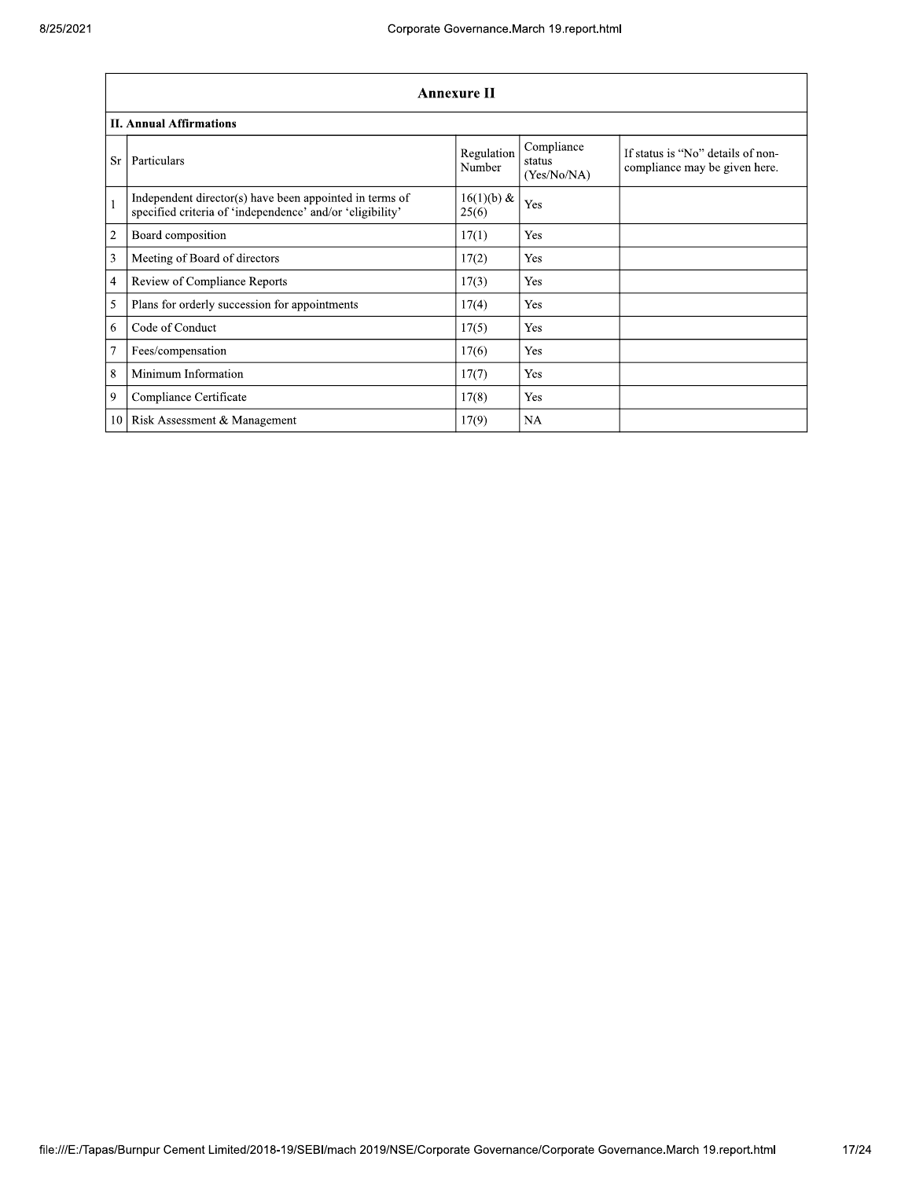## Annexure II

### II. Annual Affirmations

| Sr | Particulars | Regulation Number | Compliance status (Yes/No/NA) | If status is "No" details of non-compliance may be given here. |
|---|---|---|---|---|
| 1 | Independent director(s) have been appointed in terms of specified criteria of 'independence' and/or 'eligibility' | 16(1)(b) & 25(6) | Yes | |
| 2 | Board composition | 17(1) | Yes | |
| 3 | Meeting of Board of directors | 17(2) | Yes | |
| 4 | Review of Compliance Reports | 17(3) | Yes | |
| 5 | Plans for orderly succession for appointments | 17(4) | Yes | |
| 6 | Code of Conduct | 17(5) | Yes | |
| 7 | Fees/compensation | 17(6) | Yes | |
| 8 | Minimum Information | 17(7) | Yes | |
| 9 | Compliance Certificate | 17(8) | Yes | |
| 10 | Risk Assessment & Management | 17(9) | NA | |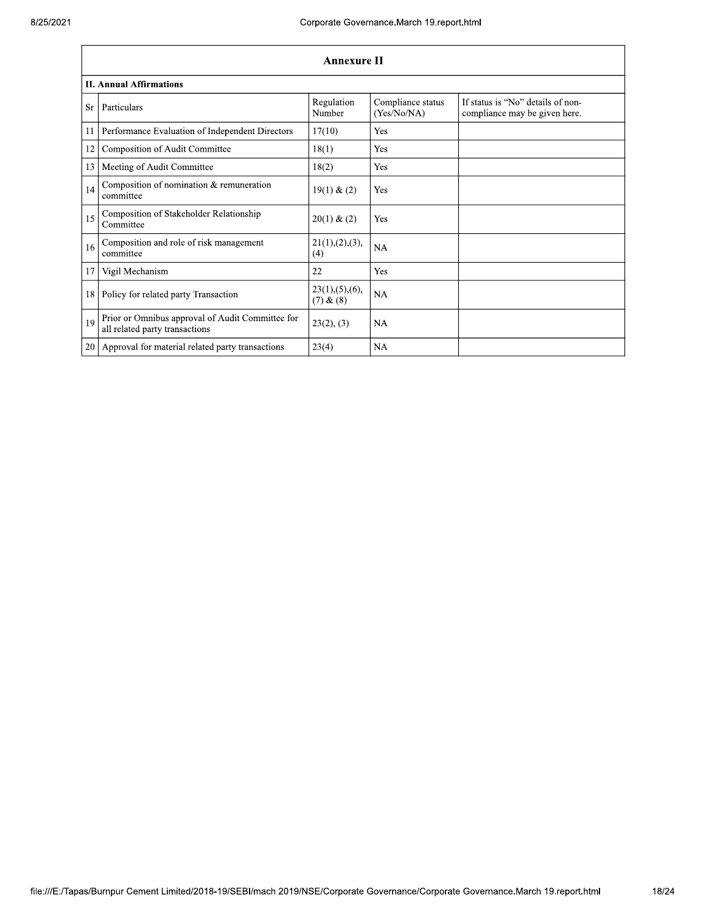## Annexure II

### II. Annual Affirmations

| Sr | Particulars | Regulation Number | Compliance status (Yes/No/NA) | If status is "No" details of non-compliance may be given here. |
|---|---|---|---|---|
| 11 | Performance Evaluation of Independent Directors | 17(10) | Yes | |
| 12 | Composition of Audit Committee | 18(1) | Yes | |
| 13 | Meeting of Audit Committee | 18(2) | Yes | |
| 14 | Composition of nomination & remuneration committee | 19(1) & (2) | Yes | |
| 15 | Composition of Stakeholder Relationship Committee | 20(1) & (2) | Yes | |
| 16 | Composition and role of risk management committee | 21(1),(2),(3),(4) | NA | |
| 17 | Vigil Mechanism | 22 | Yes | |
| 18 | Policy for related party Transaction | 23(1),(5),(6),(7) & (8) | NA | |
| 19 | Prior or Omnibus approval of Audit Committee for all related party transactions | 23(2), (3) | NA | |
| 20 | Approval for material related party transactions | 23(4) | NA | |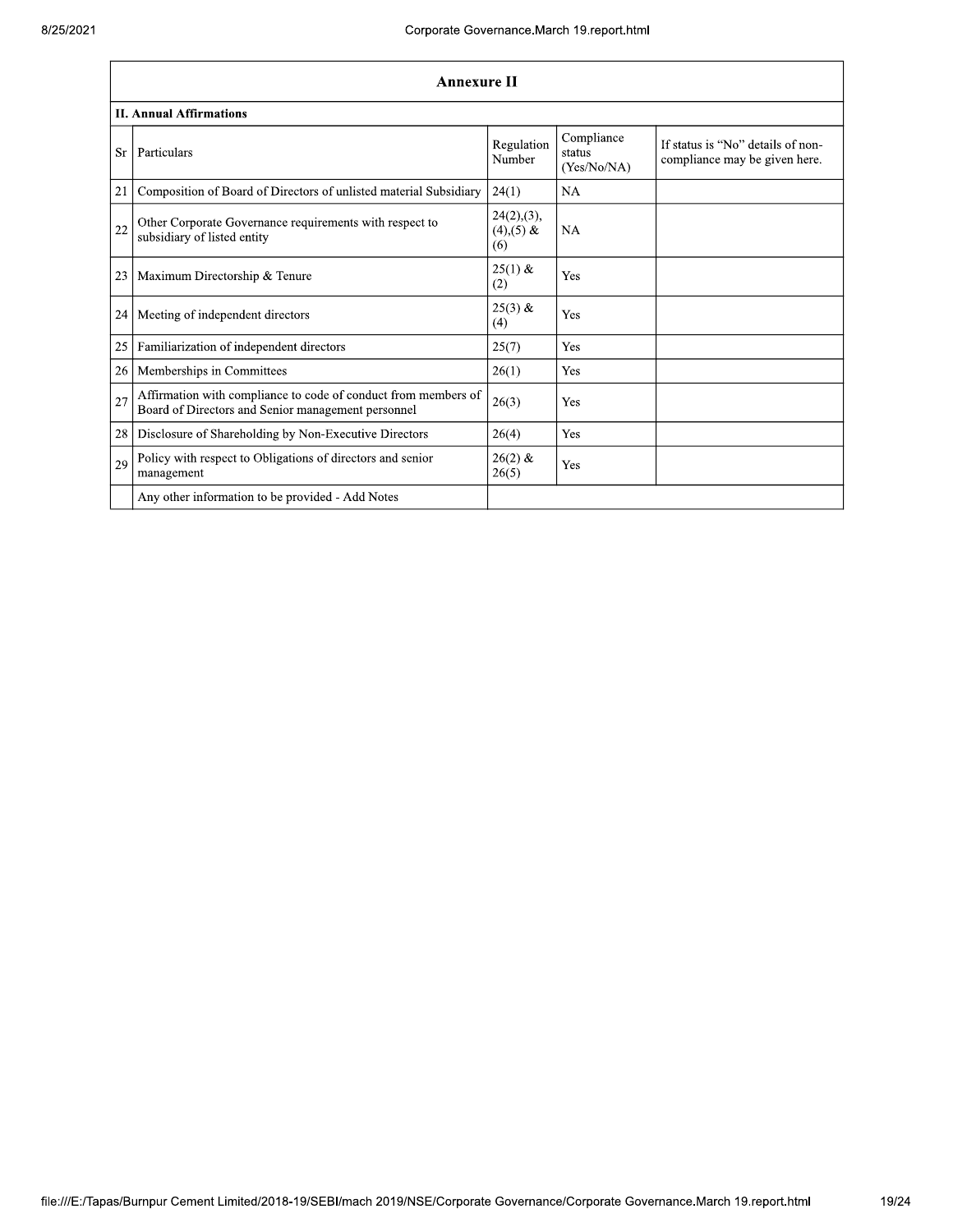## Annexure II

### II. Annual Affirmations

| Sr | Particulars | Regulation Number | Compliance status (Yes/No/NA) | If status is "No" details of non-compliance may be given here. |
|---|---|---|---|---|
| 21 | Composition of Board of Directors of unlisted material Subsidiary | 24(1) | NA | |
| 22 | Other Corporate Governance requirements with respect to subsidiary of listed entity | 24(2),(3),(4),(5) & (6) | NA | |
| 23 | Maximum Directorship & Tenure | 25(1) & (2) | Yes | |
| 24 | Meeting of independent directors | 25(3) & (4) | Yes | |
| 25 | Familiarization of independent directors | 25(7) | Yes | |
| 26 | Memberships in Committees | 26(1) | Yes | |
| 27 | Affirmation with compliance to code of conduct from members of Board of Directors and Senior management personnel | 26(3) | Yes | |
| 28 | Disclosure of Shareholding by Non-Executive Directors | 26(4) | Yes | |
| 29 | Policy with respect to Obligations of directors and senior management | 26(2) & 26(5) | Yes | |
| | Any other information to be provided - Add Notes | | | |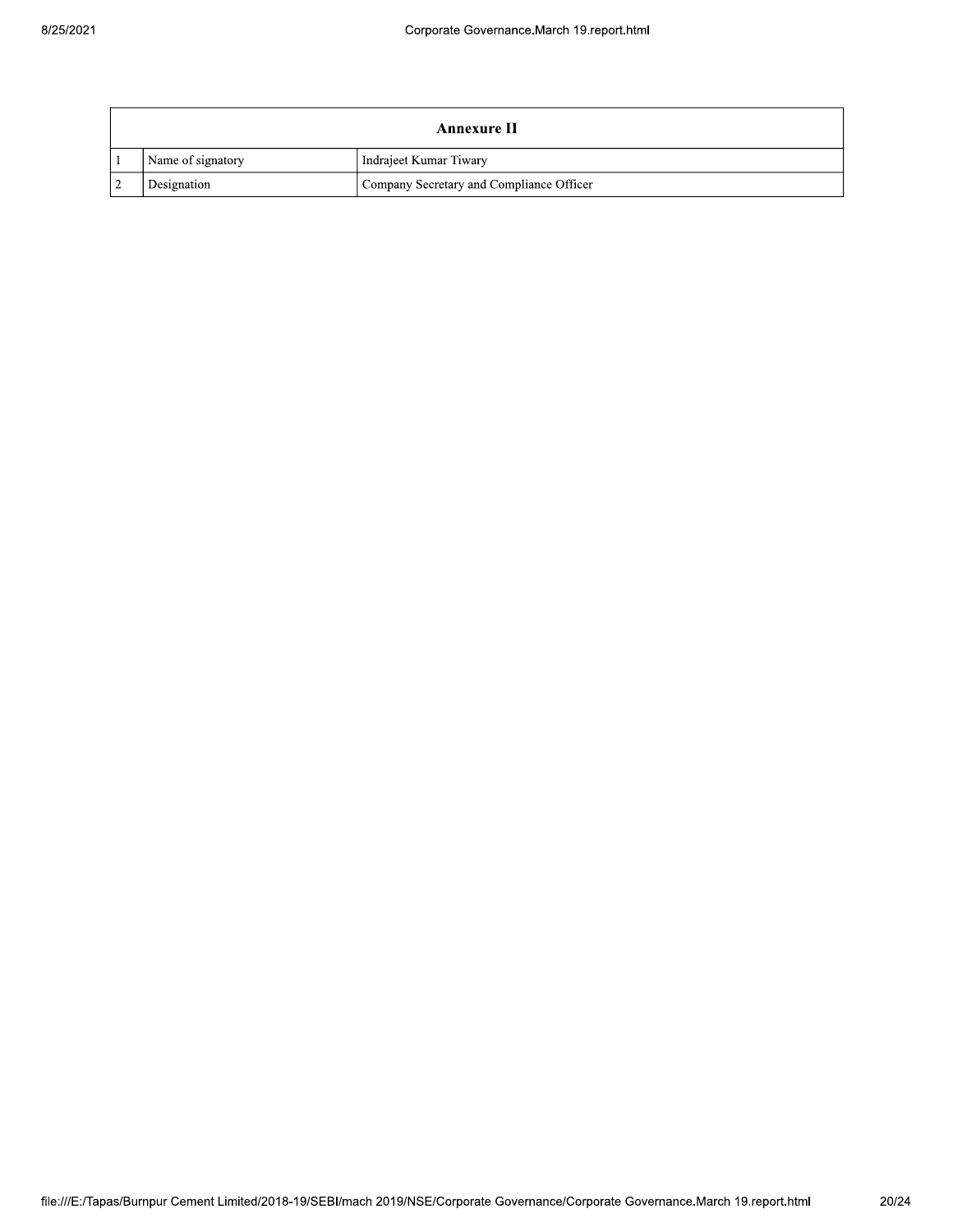| Annexure II | | |
|---|---|---|
| 1 | Name of signatory | Indrajeet Kumar Tiwary |
| 2 | Designation | Company Secretary and Compliance Officer |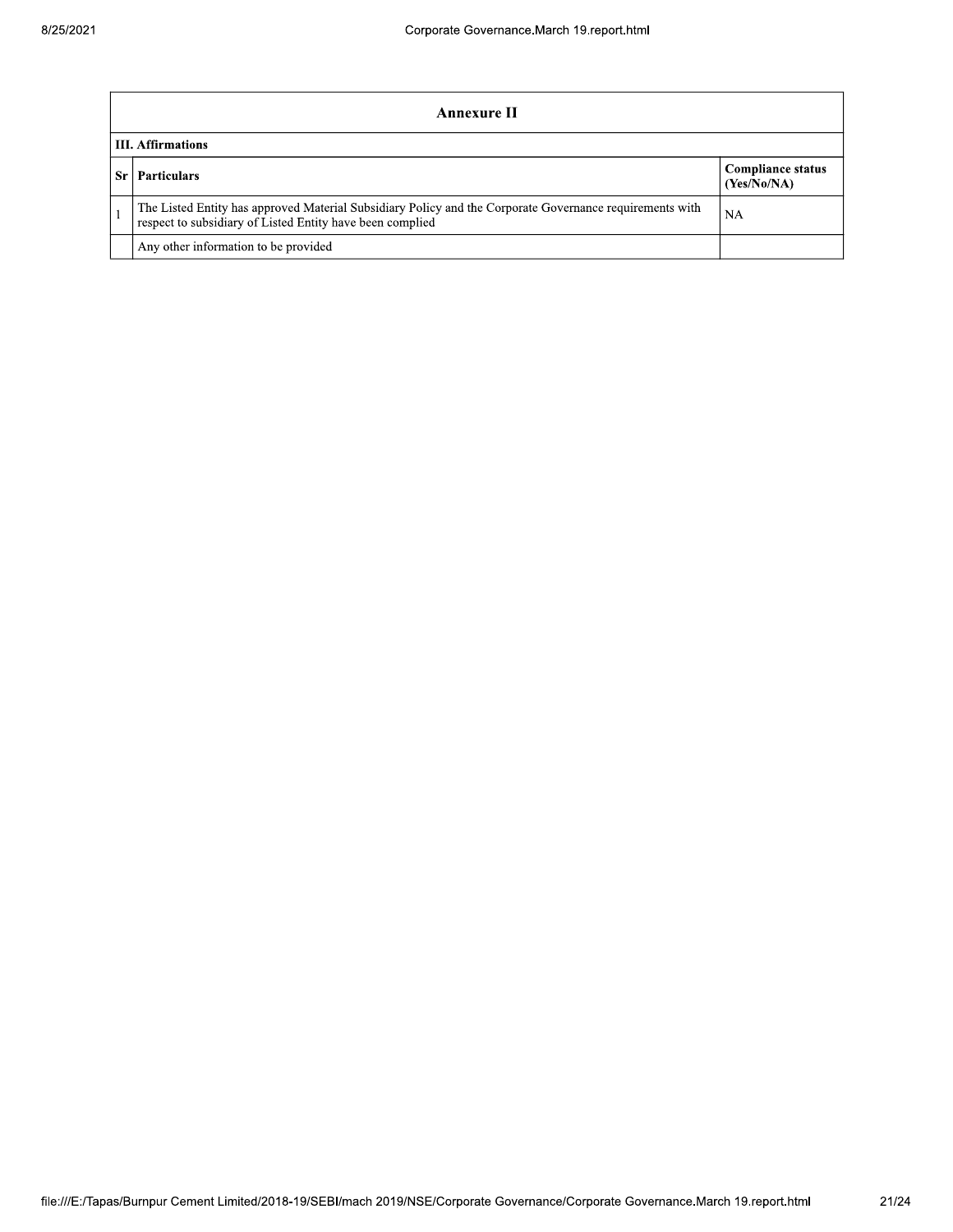## Annexure II

**III. Affirmations**

| Sr | Particulars | Compliance status (Yes/No/NA) |
|---|---|---|
| 1 | The Listed Entity has approved Material Subsidiary Policy and the Corporate Governance requirements with respect to subsidiary of Listed Entity have been complied | NA |
| | Any other information to be provided | |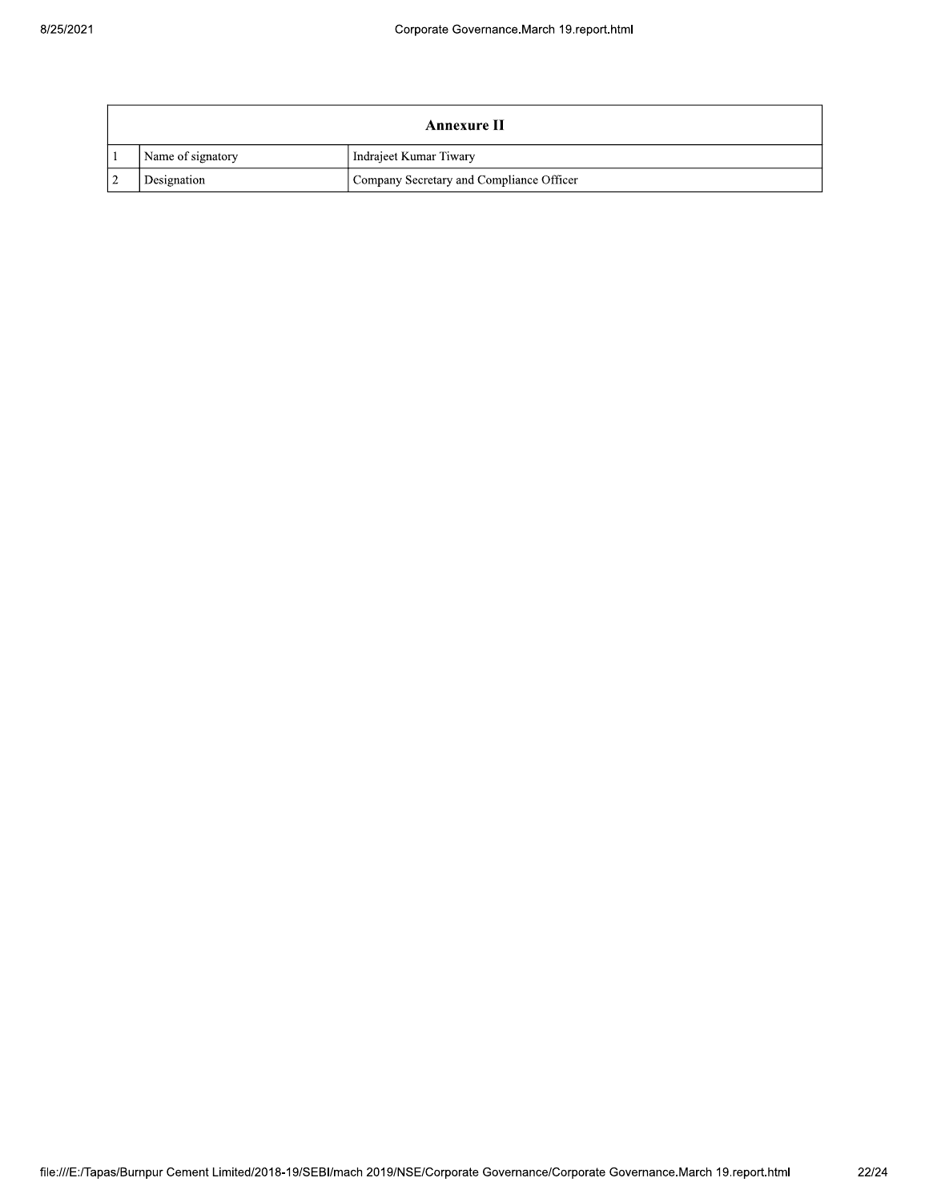| Annexure II | | |
|---|---|---|
| 1 | Name of signatory | Indrajeet Kumar Tiwary |
| 2 | Designation | Company Secretary and Compliance Officer |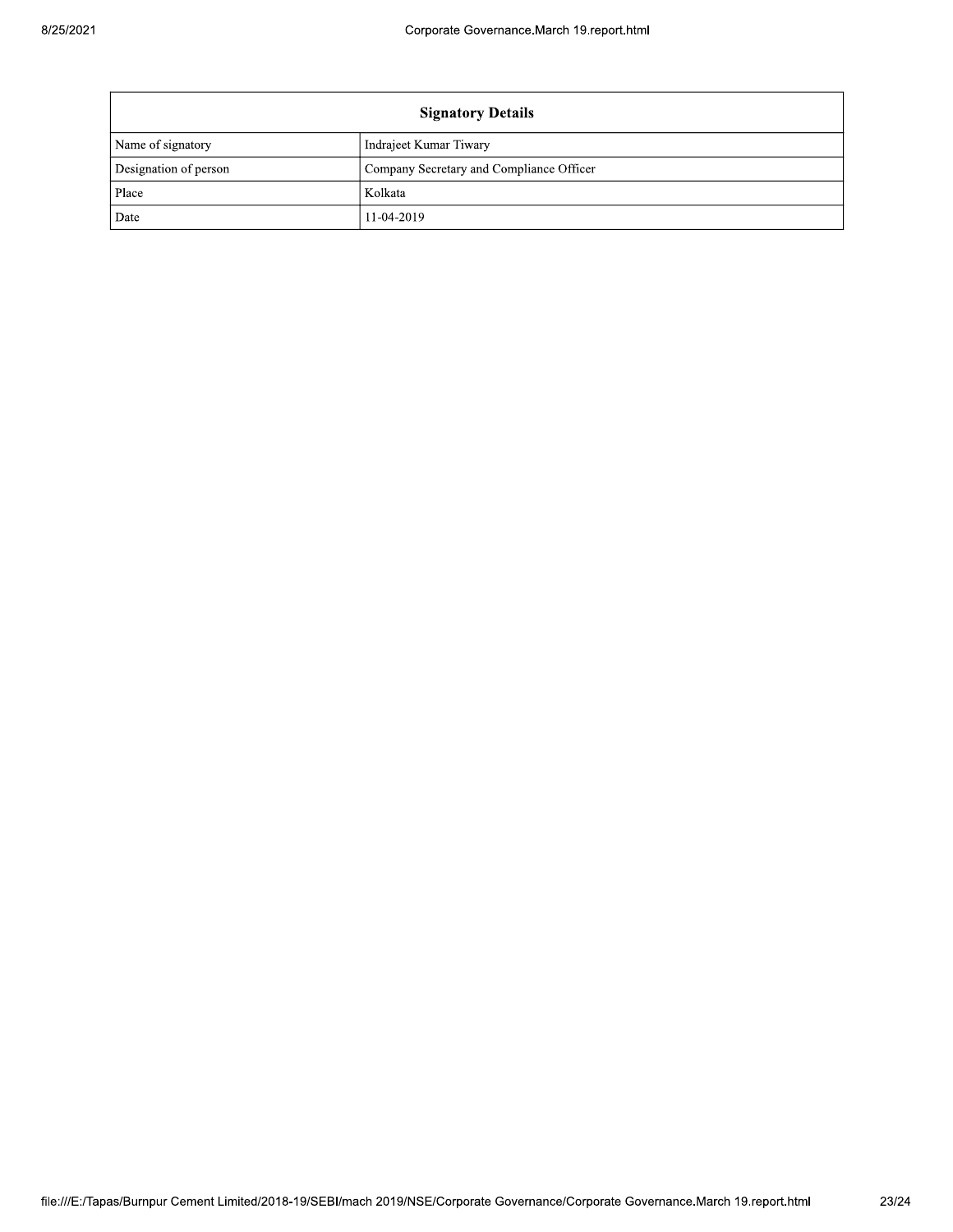| Signatory Details | |
|---|---|
| Name of signatory | Indrajeet Kumar Tiwary |
| Designation of person | Company Secretary and Compliance Officer |
| Place | Kolkata |
| Date | 11-04-2019 |